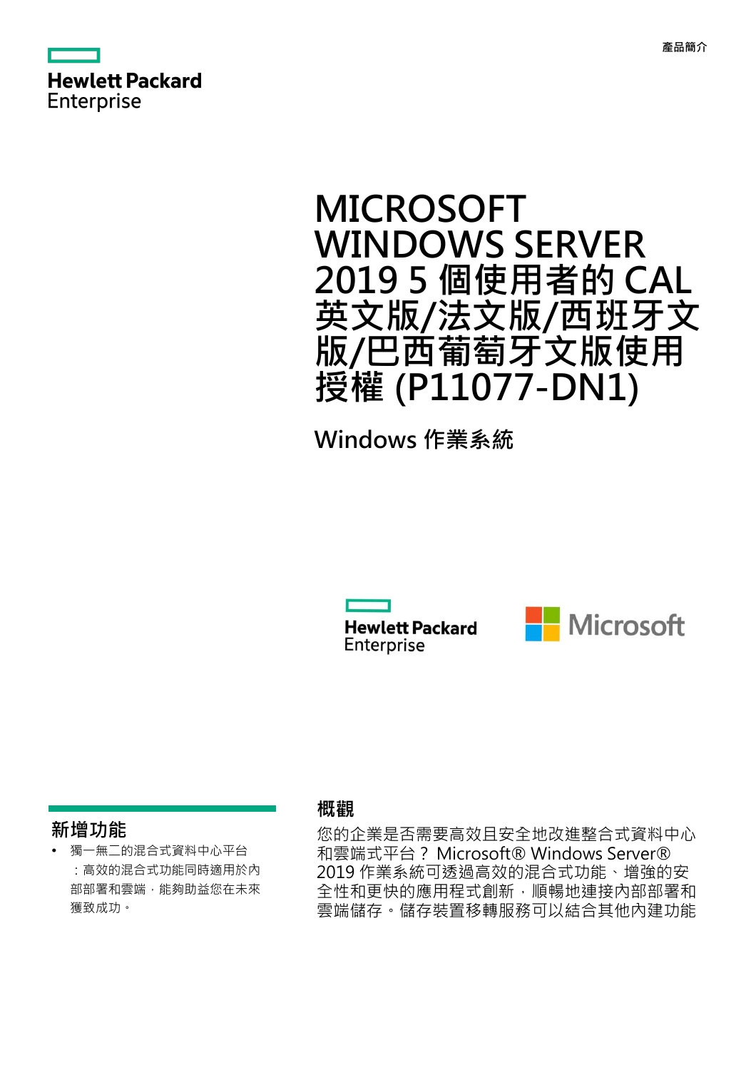產品簡介

# MICROSOFT WINDOWS SERVER 2019 5 個使用者的 CAL 英文版/法文版/西班牙文版/巴西葡萄牙文版使用授權 (P11077-DN1)

## Windows 作業系統

### 新增功能

- 獨一無二的混合式資料中心平台：高效的混合式功能同時適用於內部部署和雲端，能夠助益您在未來獲致成功。

### 概觀

您的企業是否需要高效且安全地改進整合式資料中心和雲端式平台？ Microsoft® Windows Server® 2019 作業系統可透過高效的混合式功能、增強的安全性和更快的應用程式創新，順暢地連接內部部署和雲端儲存。儲存裝置移轉服務可以結合其他內建功能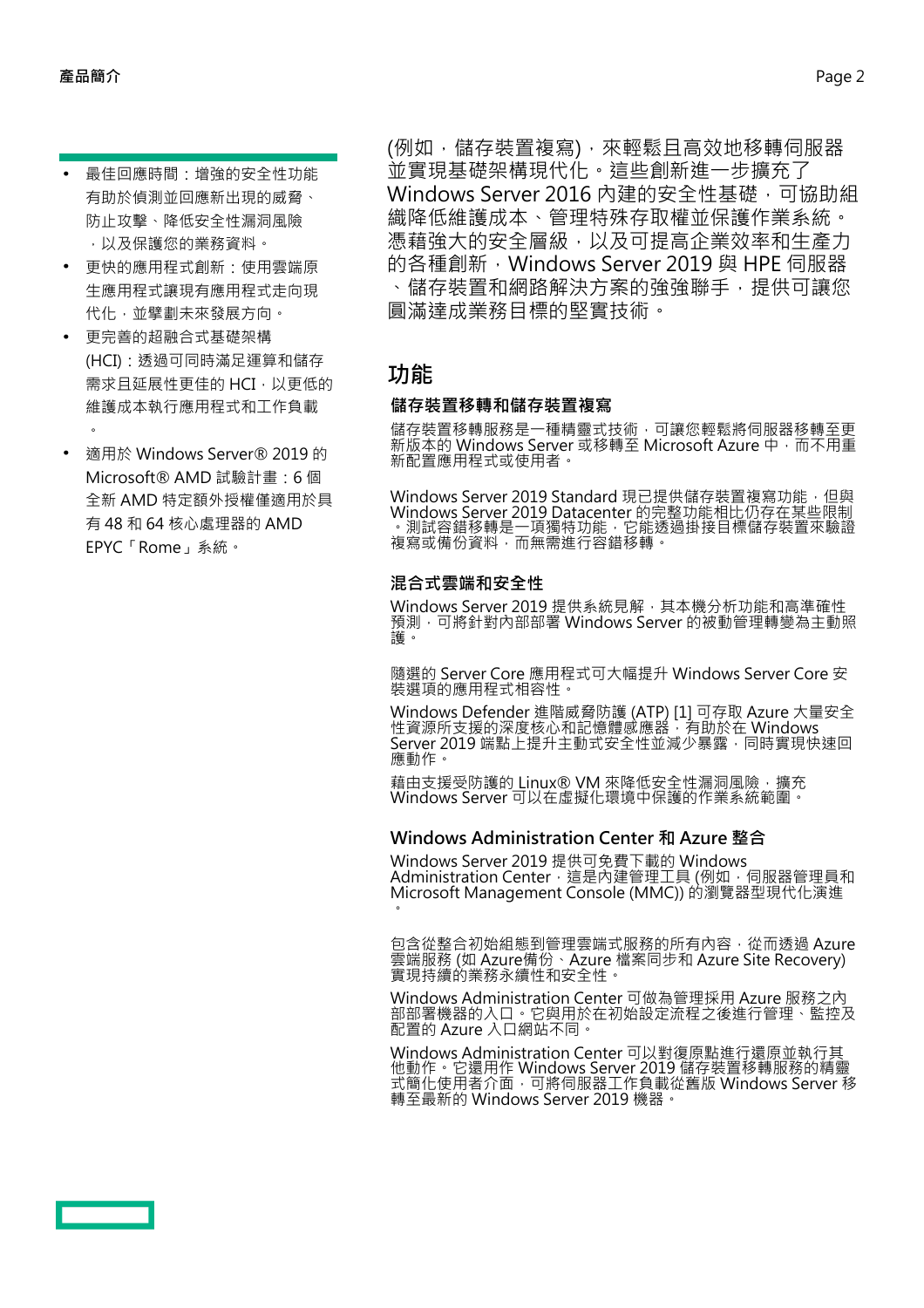- 最佳回應時間：增強的安全性功能有助於偵測並回應新出現的威脅、防止攻擊、降低安全性漏洞風險，以及保護您的業務資料。
- 更快的應用程式創新：使用雲端原生應用程式讓現有應用程式走向現代化，並擘劃未來發展方向。
- 更完善的超融合式基礎架構 (HCI)：透過可同時滿足運算和儲存需求且延展性更佳的 HCI，以更低的維護成本執行應用程式和工作負載。
- 適用於 Windows Server® 2019 的 Microsoft® AMD 試驗計畫：6 個全新 AMD 特定額外授權僅適用於具有 48 和 64 核心處理器的 AMD EPYC「Rome」系統。

(例如，儲存裝置複寫)，來輕鬆且高效地移轉伺服器並實現基礎架構現代化。這些創新進一步擴充了 Windows Server 2016 內建的安全性基礎，可協助組織降低維護成本、管理特殊存取權並保護作業系統。憑藉強大的安全層級，以及可提高企業效率和生產力的各種創新，Windows Server 2019 與 HPE 伺服器、儲存裝置和網路解決方案的強強聯手，提供可讓您圓滿達成業務目標的堅實技術。

## 功能

### 儲存裝置移轉和儲存裝置複寫

儲存裝置移轉服務是一種精靈式技術，可讓您輕鬆將伺服器移轉至更新版本的 Windows Server 或移轉至 Microsoft Azure 中，而不用重新配置應用程式或使用者。

Windows Server 2019 Standard 現已提供儲存裝置複寫功能，但與 Windows Server 2019 Datacenter 的完整功能相比仍存在某些限制。測試容錯移轉是一項獨特功能，它能透過掛接目標儲存裝置來驗證複寫或備份資料，而無需進行容錯移轉。

### 混合式雲端和安全性

Windows Server 2019 提供系統見解，其本機分析功能和高準確性預測，可將針對內部部署 Windows Server 的被動管理轉變為主動照護。

隨選的 Server Core 應用程式可大幅提升 Windows Server Core 安裝選項的應用程式相容性。

Windows Defender 進階威脅防護 (ATP) [1] 可存取 Azure 大量安全性資源所支援的深度核心和記憶體感應器，有助於在 Windows Server 2019 端點上提升主動式安全性並減少暴露，同時實現快速回應動作。

藉由支援受防護的 Linux® VM 來降低安全性漏洞風險，擴充 Windows Server 可以在虛擬化環境中保護的作業系統範圍。

### Windows Administration Center 和 Azure 整合

Windows Server 2019 提供可免費下載的 Windows Administration Center，這是內建管理工具 (例如，伺服器管理員和 Microsoft Management Console (MMC)) 的瀏覽器型現代化演進。

包含從整合初始組態到管理雲端式服務的所有內容，從而透過 Azure 雲端服務 (如 Azure備份、Azure 檔案同步和 Azure Site Recovery) 實現持續的業務永續性和安全性。

Windows Administration Center 可做為管理採用 Azure 服務之內部部署機器的入口。它與用於在初始設定流程之後進行管理、監控及配置的 Azure 入口網站不同。

Windows Administration Center 可以對復原點進行還原並執行其他動作。它還用作 Windows Server 2019 儲存裝置移轉服務的精靈式簡化使用者介面，可將伺服器工作負載從舊版 Windows Server 移轉至最新的 Windows Server 2019 機器。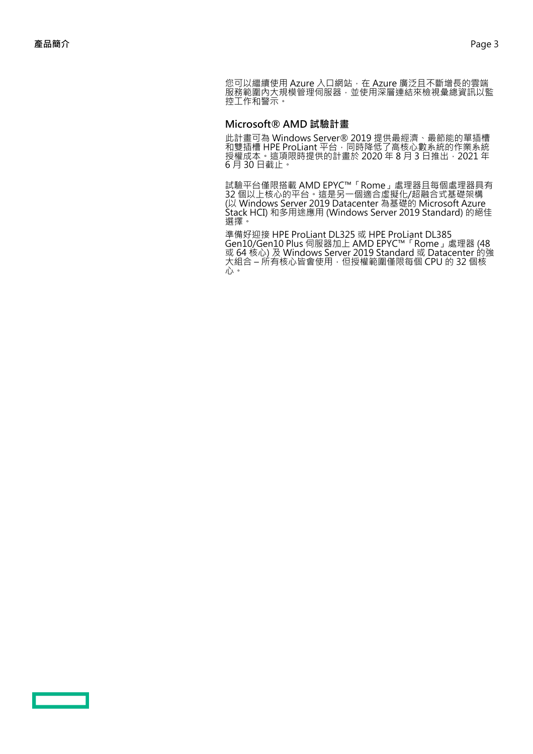您可以繼續使用 Azure 入口網站，在 Azure 廣泛且不斷增長的雲端服務範圍內大規模管理伺服器，並使用深層連結來檢視彙總資訊以監控工作和警示。

### Microsoft® AMD 試驗計畫

此計畫可為 Windows Server® 2019 提供最經濟、最節能的單插槽和雙插槽 HPE ProLiant 平台，同時降低了高核心數系統的作業系統授權成本。這項限時提供的計畫於 2020 年 8 月 3 日推出，2021 年 6 月 30 日截止。

試驗平台僅限搭載 AMD EPYC™「Rome」處理器且每個處理器具有 32 個以上核心的平台。這是另一個適合虛擬化/超融合式基礎架構 (以 Windows Server 2019 Datacenter 為基礎的 Microsoft Azure Stack HCI) 和多用途應用 (Windows Server 2019 Standard) 的絕佳選擇。

準備好迎接 HPE ProLiant DL325 或 HPE ProLiant DL385 Gen10/Gen10 Plus 伺服器加上 AMD EPYC™「Rome」處理器 (48 或 64 核心) 及 Windows Server 2019 Standard 或 Datacenter 的強大組合 – 所有核心皆會使用，但授權範圍僅限每個 CPU 的 32 個核心。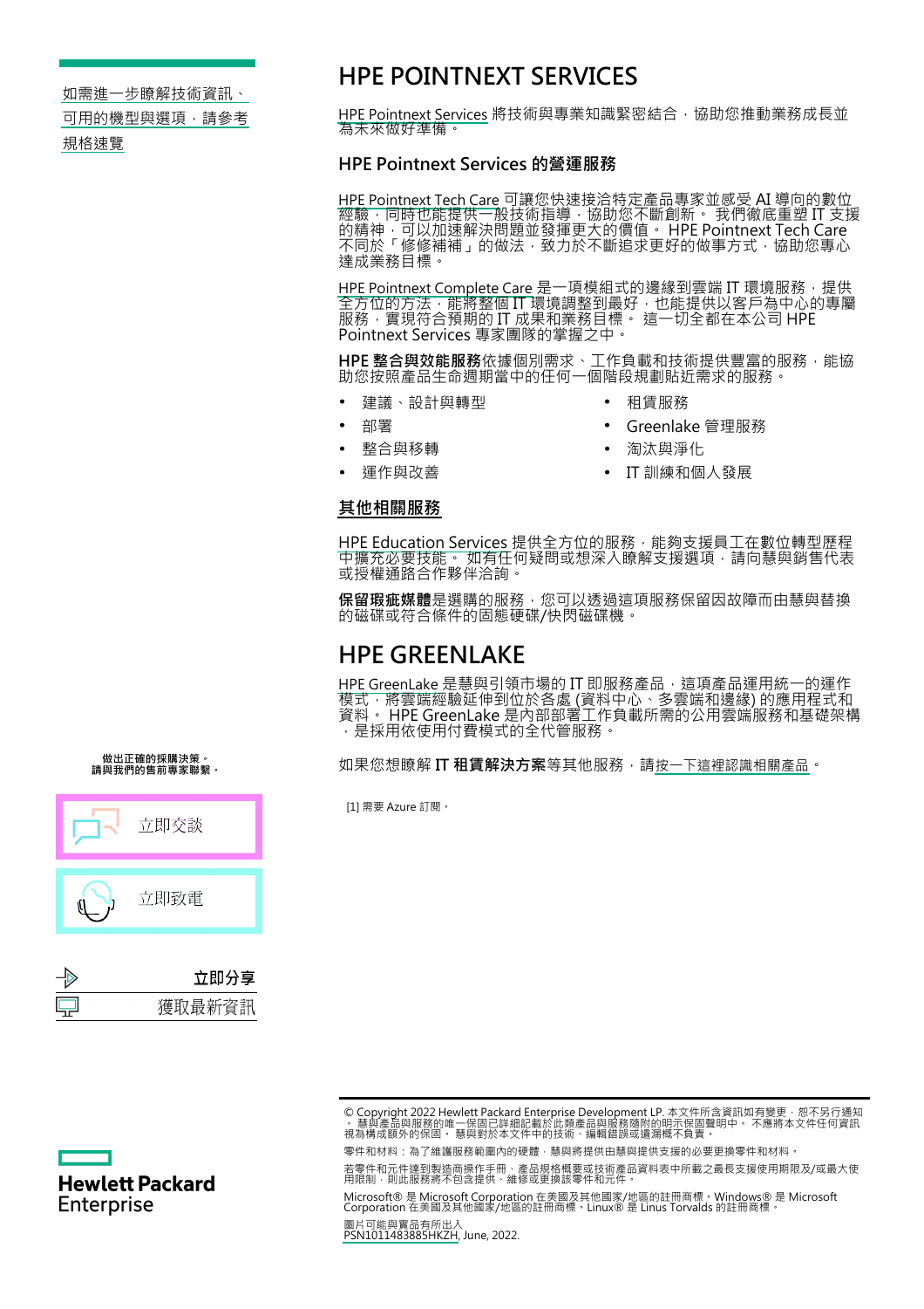如需進一步瞭解技術資訊、可用的機型與選項，請參考規格速覽

# HPE POINTNEXT SERVICES

HPE Pointnext Services 將技術與專業知識緊密結合，協助您推動業務成長並為未來做好準備。

### HPE Pointnext Services 的營運服務

HPE Pointnext Tech Care 可讓您快速接洽特定產品專家並感受 AI 導向的數位經驗，同時也能提供一般技術指導，協助您不斷創新。 我們徹底重塑 IT 支援的精神，可以加速解決問題並發揮更大的價值。 HPE Pointnext Tech Care 不同於「修修補補」的做法，致力於不斷追求更好的做事方式，協助您專心達成業務目標。

HPE Pointnext Complete Care 是一項模組式的邊緣到雲端 IT 環境服務，提供全方位的方法，能將整個 IT 環境調整到最好，也能提供以客戶為中心的專屬服務，實現符合預期的 IT 成果和業務目標。 這一切全都在本公司 HPE Pointnext Services 專家團隊的掌握之中。

**HPE 整合與效能服務**依據個別需求、工作負載和技術提供豐富的服務，能協助您按照產品生命週期當中的任何一個階段規劃貼近需求的服務。

- 建議、設計與轉型
- 部署
- 整合與移轉
- 運作與改善
- 租賃服務
- Greenlake 管理服務
- 淘汰與淨化
- IT 訓練和個人發展

### 其他相關服務

HPE Education Services 提供全方位的服務，能夠支援員工在數位轉型歷程中擴充必要技能。 如有任何疑問或想深入瞭解支援選項，請向慧與銷售代表或授權通路合作夥伴洽詢。

**保留瑕疵媒體**是選購的服務，您可以透過這項服務保留因故障而由慧與替換的磁碟或符合條件的固態硬碟/快閃磁碟機。

# HPE GREENLAKE

HPE GreenLake 是慧與引領市場的 IT 即服務產品，這項產品運用統一的運作模式，將雲端經驗延伸到位於各處 (資料中心、多雲端和邊緣) 的應用程式和資料。 HPE GreenLake 是內部部署工作負載所需的公用雲端服務和基礎架構，是採用依使用付費模式的全代管服務。

如果您想瞭解 IT **租賃解決方案**等其他服務，請按一下這裡認識相關產品。

[1] 需要 Azure 訂閱。

做出正確的採購決策。
請與我們的售前專家聯繫。

立即交談

立即致電

立即分享

獲取最新資訊

Hewlett Packard Enterprise

© Copyright 2022 Hewlett Packard Enterprise Development LP. 本文件所含資訊如有變更，恕不另行通知。慧與產品與服務的唯一保固已詳細記載於此類產品與服務隨附的明示保固聲明中。 不應將本文件任何資訊視為構成額外的保固。 慧與對於本文件中的技術、編輯錯誤或遺漏概不負責。

零件和材料：為了維護服務範圍內的硬體，慧與將提供由慧與提供支援的必要更換零件和材料。

若零件和元件達到製造商操作手冊、產品規格概要或技術產品資料表中所載之最長支援使用期限及/或最大使用限制，則此服務將不包含提供、維修或更換該零件和元件。

Microsoft® 是 Microsoft Corporation 在美國及其他國家/地區的註冊商標。Windows® 是 Microsoft Corporation 在美國及其他國家/地區的註冊商標。Linux® 是 Linus Torvalds 的註冊商標。

圖片可能與實品有所出入
PSN1011483885HKZH, June, 2022.